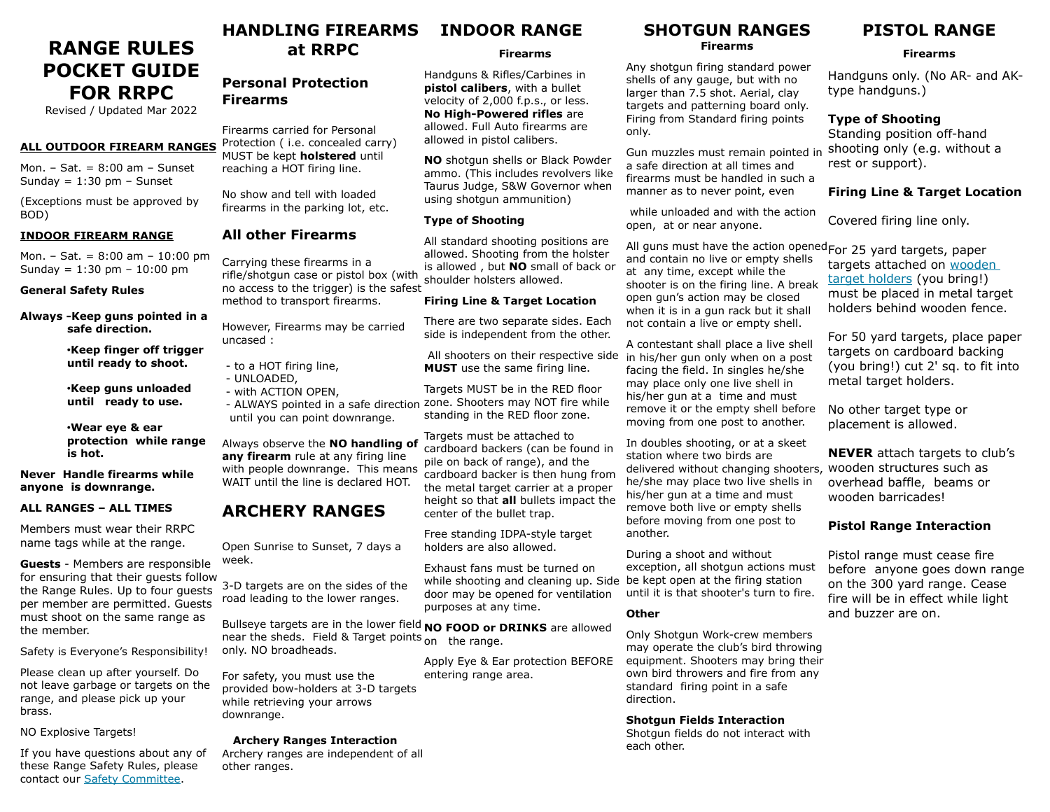# RANGE RULES POCKET GUIDE FOR RRPC

Revised / Updated Mar 2022

**ALL OUTDOOR FIREARM RANGES**

Mon. – Sat. = 8:00 am – Sunset
Sunday = 1:30 pm – Sunset

(Exceptions must be approved by BOD)

**INDOOR FIREARM RANGE**

Mon. – Sat. = 8:00 am – 10:00 pm
Sunday = 1:30 pm – 10:00 pm

**General Safety Rules**

**Always -Keep guns pointed in a safe direction.**

- **Keep finger off trigger until ready to shoot.**
- **Keep guns unloaded until ready to use.**
- **Wear eye & ear protection while range is hot.**

**Never Handle firearms while anyone is downrange.**

**ALL RANGES – ALL TIMES**

Members must wear their RRPC name tags while at the range.

**Guests** - Members are responsible for ensuring that their guests follow the Range Rules. Up to four guests per member are permitted. Guests must shoot on the same range as the member.

Safety is Everyone's Responsibility!

Please clean up after yourself. Do not leave garbage or targets on the range, and please pick up your brass.

NO Explosive Targets!

If you have questions about any of these Range Safety Rules, please contact our Safety Committee.

# HANDLING FIREARMS at RRPC

## Personal Protection Firearms

Firearms carried for Personal Protection ( i.e. concealed carry) MUST be kept **holstered** until reaching a HOT firing line.

No show and tell with loaded firearms in the parking lot, etc.

## All other Firearms

Carrying these firearms in a rifle/shotgun case or pistol box (with no access to the trigger) is the safest method to transport firearms.

However, Firearms may be carried uncased :

- to a HOT firing line,
- UNLOADED,
- with ACTION OPEN,
- ALWAYS pointed in a safe direction until you can point downrange.

Always observe the **NO handling of any firearm** rule at any firing line with people downrange. This means WAIT until the line is declared HOT.

# ARCHERY RANGES

Open Sunrise to Sunset, 7 days a week.

3-D targets are on the sides of the road leading to the lower ranges.

Bullseye targets are in the lower field near the sheds. Field & Target points only. NO broadheads.

For safety, you must use the provided bow-holders at 3-D targets while retrieving your arrows downrange.

**Archery Ranges Interaction**
Archery ranges are independent of all other ranges.

# INDOOR RANGE

**Firearms**

Handguns & Rifles/Carbines in **pistol calibers**, with a bullet velocity of 2,000 f.p.s., or less. **No High-Powered rifles** are allowed. Full Auto firearms are allowed in pistol calibers.

**NO** shotgun shells or Black Powder ammo. (This includes revolvers like Taurus Judge, S&W Governor when using shotgun ammunition)

**Type of Shooting**

All standard shooting positions are allowed. Shooting from the holster is allowed , but **NO** small of back or shoulder holsters allowed.

**Firing Line & Target Location**

There are two separate sides. Each side is independent from the other.

All shooters on their respective side **MUST** use the same firing line.

Targets MUST be in the RED floor zone. Shooters may NOT fire while standing in the RED floor zone.

Targets must be attached to cardboard backers (can be found in pile on back of range), and the cardboard backer is then hung from the metal target carrier at a proper height so that **all** bullets impact the center of the bullet trap.

Free standing IDPA-style target holders are also allowed.

Exhaust fans must be turned on while shooting and cleaning up. Side door may be opened for ventilation purposes at any time.

**NO FOOD or DRINKS** are allowed on the range.

Apply Eye & Ear protection BEFORE entering range area.

# SHOTGUN RANGES

**Firearms**

Any shotgun firing standard power shells of any gauge, but with no larger than 7.5 shot. Aerial, clay targets and patterning board only. Firing from Standard firing points only.

Gun muzzles must remain pointed in a safe direction at all times and firearms must be handled in such a manner as to never point, even while unloaded and with the action open, at or near anyone.

All guns must have the action opened and contain no live or empty shells at any time, except while the shooter is on the firing line. A break open gun's action may be closed when it is in a gun rack but it shall not contain a live or empty shell.

A contestant shall place a live shell in his/her gun only when on a post facing the field. In singles he/she may place only one live shell in his/her gun at a time and must remove it or the empty shell before moving from one post to another.

In doubles shooting, or at a skeet station where two birds are delivered without changing shooters, he/she may place two live shells in his/her gun at a time and must remove both live or empty shells before moving from one post to another.

During a shoot and without exception, all shotgun actions must be kept open at the firing station until it is that shooter's turn to fire.

**Other**

Only Shotgun Work-crew members may operate the club's bird throwing equipment. Shooters may bring their own bird throwers and fire from any standard firing point in a safe direction.

**Shotgun Fields Interaction**
Shotgun fields do not interact with each other.

# PISTOL RANGE

**Firearms**

Handguns only. (No AR- and AK-type handguns.)

**Type of Shooting**
Standing position off-hand shooting only (e.g. without a rest or support).

**Firing Line & Target Location**

Covered firing line only.

For 25 yard targets, paper targets attached on wooden target holders (you bring!) must be placed in metal target holders behind wooden fence.

For 50 yard targets, place paper targets on cardboard backing (you bring!) cut 2' sq. to fit into metal target holders.

No other target type or placement is allowed.

**NEVER** attach targets to club's wooden structures such as overhead baffle, beams or wooden barricades!

**Pistol Range Interaction**

Pistol range must cease fire before anyone goes down range on the 300 yard range. Cease fire will be in effect while light and buzzer are on.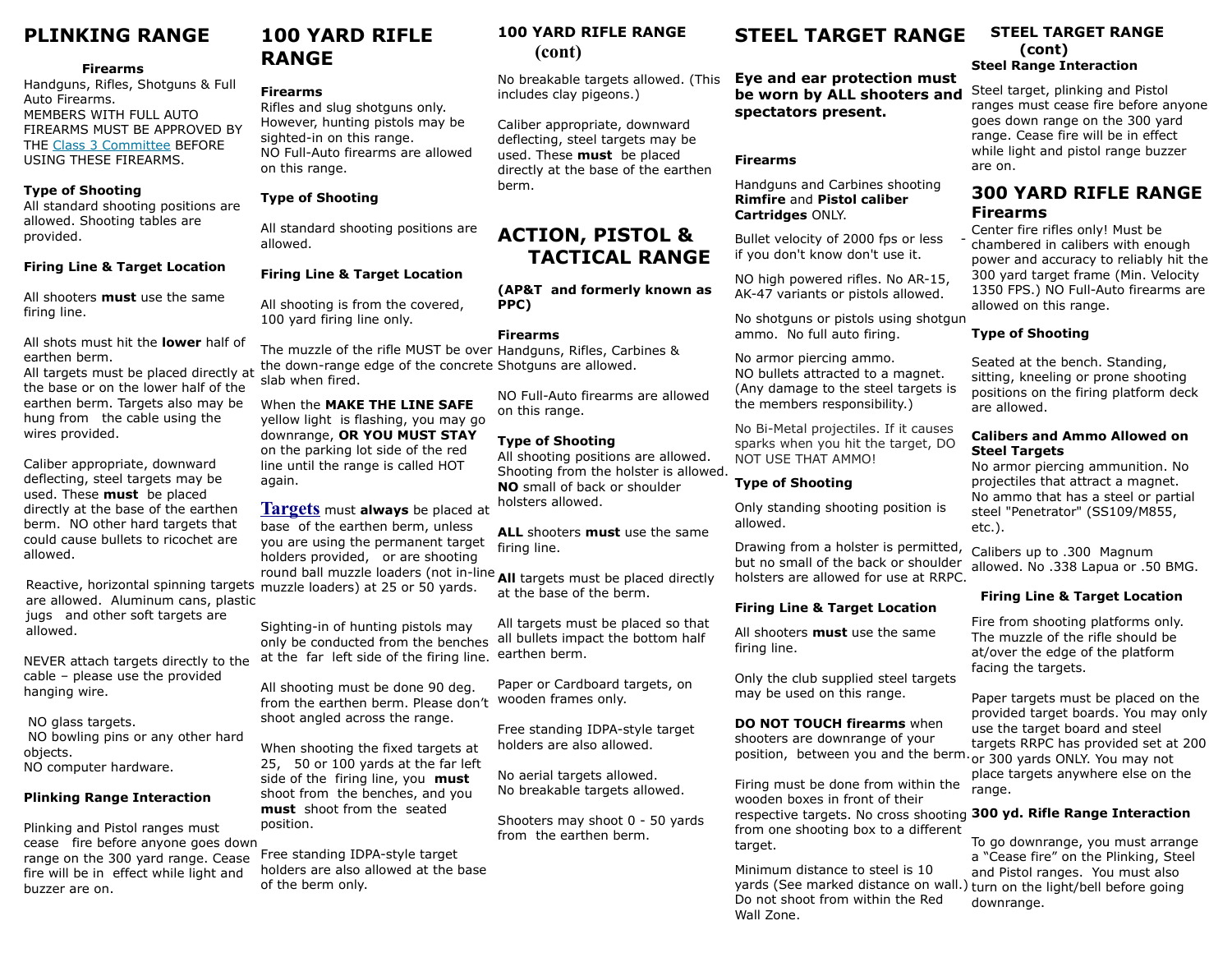## PLINKING RANGE

**Firearms**

Handguns, Rifles, Shotguns & Full Auto Firearms.
MEMBERS WITH FULL AUTO FIREARMS MUST BE APPROVED BY THE Class 3 Committee BEFORE USING THESE FIREARMS.

**Type of Shooting**

All standard shooting positions are allowed. Shooting tables are provided.

**Firing Line & Target Location**

All shooters **must** use the same firing line.

All shots must hit the **lower** half of earthen berm.
All targets must be placed directly at the base or on the lower half of the earthen berm. Targets also may be hung from the cable using the wires provided.

Caliber appropriate, downward deflecting, steel targets may be used. These **must** be placed directly at the base of the earthen berm. NO other hard targets that could cause bullets to ricochet are allowed.

Reactive, horizontal spinning targets are allowed. Aluminum cans, plastic jugs and other soft targets are allowed.

NEVER attach targets directly to the cable – please use the provided hanging wire.

NO glass targets.
NO bowling pins or any other hard objects.
NO computer hardware.

**Plinking Range Interaction**

Plinking and Pistol ranges must cease fire before anyone goes down range on the 300 yard range. Cease fire will be in effect while light and buzzer are on.

## 100 YARD RIFLE RANGE

**Firearms**

Rifles and slug shotguns only. However, hunting pistols may be sighted-in on this range.
NO Full-Auto firearms are allowed on this range.

**Type of Shooting**

All standard shooting positions are allowed.

**Firing Line & Target Location**

All shooting is from the covered, 100 yard firing line only.

The muzzle of the rifle MUST be over the down-range edge of the concrete slab when fired.

When the **MAKE THE LINE SAFE** yellow light is flashing, you may go downrange, **OR YOU MUST STAY** on the parking lot side of the red line until the range is called HOT again.

**Targets** must **always** be placed at base of the earthen berm, unless you are using the permanent target holders provided, or are shooting round ball muzzle loaders (not in-line muzzle loaders) at 25 or 50 yards.

Sighting-in of hunting pistols may only be conducted from the benches at the far left side of the firing line.

All shooting must be done 90 deg. from the earthen berm. Please don't shoot angled across the range.

When shooting the fixed targets at 25, 50 or 100 yards at the far left side of the firing line, you **must** shoot from the benches, and you **must** shoot from the seated position.

Free standing IDPA-style target holders are also allowed at the base of the berm only.

## 100 YARD RIFLE RANGE (cont)

No breakable targets allowed. (This includes clay pigeons.)

Caliber appropriate, downward deflecting, steel targets may be used. These **must** be placed directly at the base of the earthen berm.

## ACTION, PISTOL & TACTICAL RANGE

**(AP&T and formerly known as PPC)**

**Firearms**

Handguns, Rifles, Carbines & Shotguns are allowed.

NO Full-Auto firearms are allowed on this range.

**Type of Shooting**

All shooting positions are allowed. Shooting from the holster is allowed. **NO** small of back or shoulder holsters allowed.

**ALL** shooters **must** use the same firing line.

**All** targets must be placed directly at the base of the berm.

All targets must be placed so that all bullets impact the bottom half earthen berm.

Paper or Cardboard targets, on wooden frames only.

Free standing IDPA-style target holders are also allowed.

No aerial targets allowed.
No breakable targets allowed.

Shooters may shoot 0 - 50 yards from the earthen berm.

## STEEL TARGET RANGE

**Eye and ear protection must be worn by ALL shooters and spectators present.**

**Firearms**

Handguns and Carbines shooting **Rimfire** and **Pistol caliber Cartridges** ONLY.

Bullet velocity of 2000 fps or less - if you don't know don't use it.

NO high powered rifles. No AR-15, AK-47 variants or pistols allowed.

No shotguns or pistols using shotgun ammo. No full auto firing.

No armor piercing ammo.
NO bullets attracted to a magnet. (Any damage to the steel targets is the members responsibility.)

No Bi-Metal projectiles. If it causes sparks when you hit the target, DO NOT USE THAT AMMO!

**Type of Shooting**

Only standing shooting position is allowed.

Drawing from a holster is permitted, but no small of the back or shoulder holsters are allowed for use at RRPC.

**Firing Line & Target Location**

All shooters **must** use the same firing line.

Only the club supplied steel targets may be used on this range.

**DO NOT TOUCH firearms** when shooters are downrange of your position, between you and the berm.

Firing must be done from within the wooden boxes in front of their respective targets. No cross shooting from one shooting box to a different target.

Minimum distance to steel is 10 yards (See marked distance on wall.) Do not shoot from within the Red Wall Zone.

## STEEL TARGET RANGE (cont)

**Steel Range Interaction**

Steel target, plinking and Pistol ranges must cease fire before anyone goes down range on the 300 yard range. Cease fire will be in effect while light and pistol range buzzer are on.

## 300 YARD RIFLE RANGE

### Firearms

Center fire rifles only! Must be chambered in calibers with enough power and accuracy to reliably hit the 300 yard target frame (Min. Velocity 1350 FPS.) NO Full-Auto firearms are allowed on this range.

**Type of Shooting**

Seated at the bench. Standing, sitting, kneeling or prone shooting positions on the firing platform deck are allowed.

**Calibers and Ammo Allowed on Steel Targets**

No armor piercing ammunition. No projectiles that attract a magnet. No ammo that has a steel or partial steel "Penetrator" (SS109/M855, etc.).

Calibers up to .300 Magnum allowed. No .338 Lapua or .50 BMG.

**Firing Line & Target Location**

Fire from shooting platforms only. The muzzle of the rifle should be at/over the edge of the platform facing the targets.

Paper targets must be placed on the provided target boards. You may only use the target board and steel targets RRPC has provided set at 200 or 300 yards ONLY. You may not place targets anywhere else on the range.

**300 yd. Rifle Range Interaction**

To go downrange, you must arrange a "Cease fire" on the Plinking, Steel and Pistol ranges. You must also turn on the light/bell before going downrange.